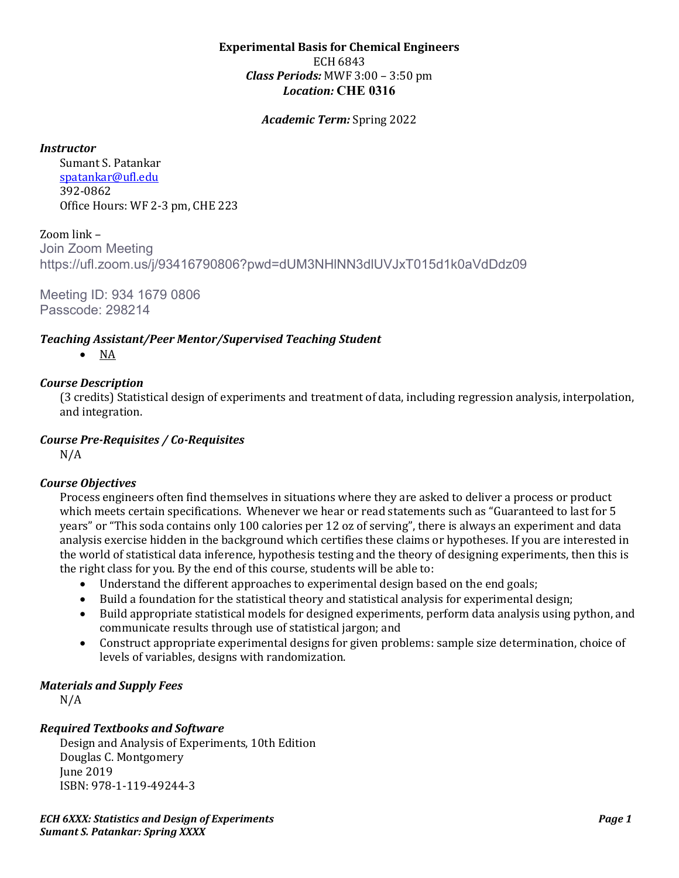# Experimental Basis for Chemical Engineers

ECH 6843

***Class Periods:*** MWF 3:00 – 3:50 pm

***Location:*** **CHE 0316**

***Academic Term:*** Spring 2022

### *Instructor*

Sumant S. Patankar
spatankar@ufl.edu
392-0862
Office Hours: WF 2-3 pm, CHE 223

Zoom link –
Join Zoom Meeting
https://ufl.zoom.us/j/93416790806?pwd=dUM3NHlNN3dlUVJxT015d1k0aVdDdz09

Meeting ID: 934 1679 0806
Passcode: 298214

### *Teaching Assistant/Peer Mentor/Supervised Teaching Student*

- NA

### *Course Description*

(3 credits) Statistical design of experiments and treatment of data, including regression analysis, interpolation, and integration.

### *Course Pre-Requisites / Co-Requisites*

N/A

### *Course Objectives*

Process engineers often find themselves in situations where they are asked to deliver a process or product which meets certain specifications. Whenever we hear or read statements such as "Guaranteed to last for 5 years" or "This soda contains only 100 calories per 12 oz of serving", there is always an experiment and data analysis exercise hidden in the background which certifies these claims or hypotheses. If you are interested in the world of statistical data inference, hypothesis testing and the theory of designing experiments, then this is the right class for you. By the end of this course, students will be able to:

- Understand the different approaches to experimental design based on the end goals;
- Build a foundation for the statistical theory and statistical analysis for experimental design;
- Build appropriate statistical models for designed experiments, perform data analysis using python, and communicate results through use of statistical jargon; and
- Construct appropriate experimental designs for given problems: sample size determination, choice of levels of variables, designs with randomization.

### *Materials and Supply Fees*

N/A

### *Required Textbooks and Software*

Design and Analysis of Experiments, 10th Edition
Douglas C. Montgomery
June 2019
ISBN: 978-1-119-49244-3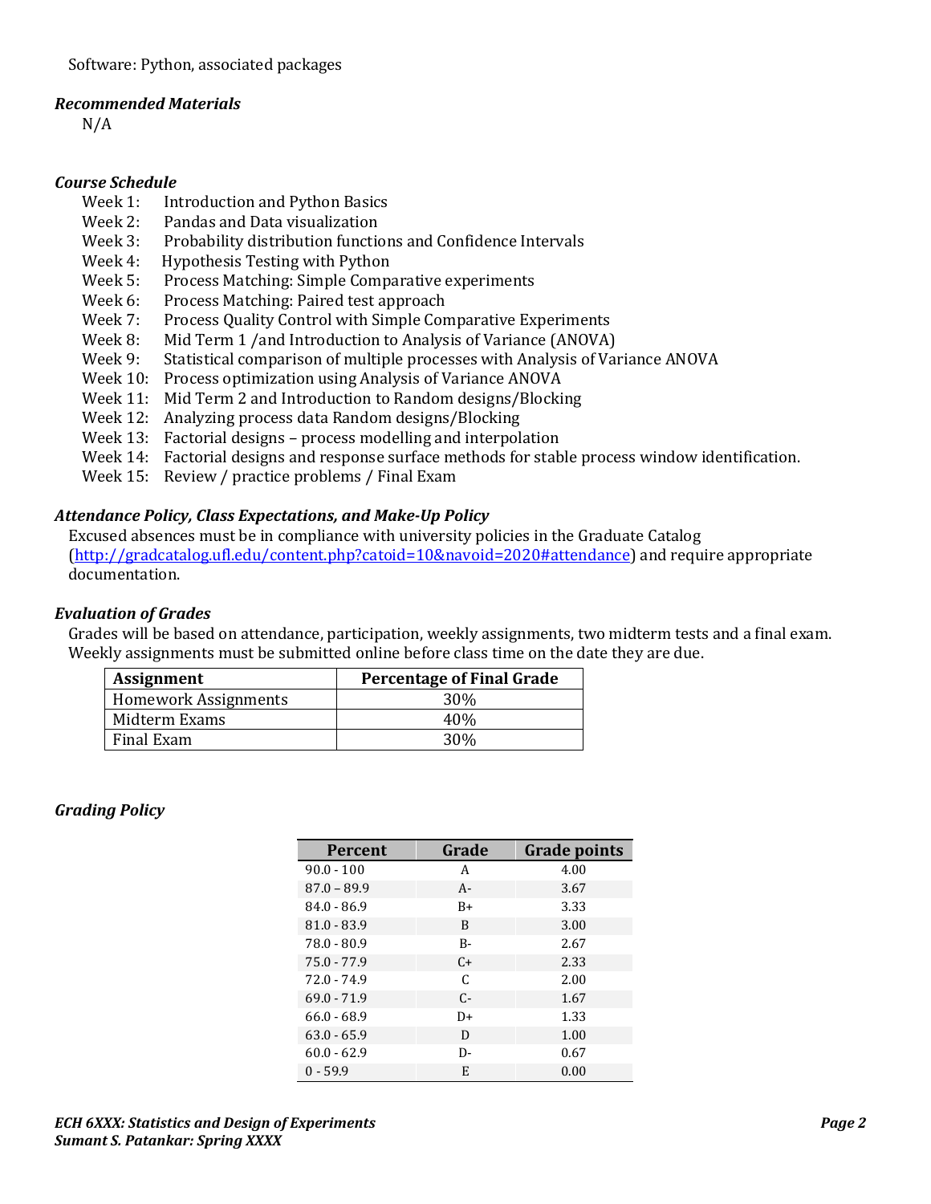Software: Python, associated packages

***Recommended Materials***

N/A

***Course Schedule***

- Week 1: Introduction and Python Basics
- Week 2: Pandas and Data visualization
- Week 3: Probability distribution functions and Confidence Intervals
- Week 4: Hypothesis Testing with Python
- Week 5: Process Matching: Simple Comparative experiments
- Week 6: Process Matching: Paired test approach
- Week 7: Process Quality Control with Simple Comparative Experiments
- Week 8: Mid Term 1 /and Introduction to Analysis of Variance (ANOVA)
- Week 9: Statistical comparison of multiple processes with Analysis of Variance ANOVA
- Week 10: Process optimization using Analysis of Variance ANOVA
- Week 11: Mid Term 2 and Introduction to Random designs/Blocking
- Week 12: Analyzing process data Random designs/Blocking
- Week 13: Factorial designs – process modelling and interpolation
- Week 14: Factorial designs and response surface methods for stable process window identification.
- Week 15: Review / practice problems / Final Exam

***Attendance Policy, Class Expectations, and Make-Up Policy***

Excused absences must be in compliance with university policies in the Graduate Catalog (http://gradcatalog.ufl.edu/content.php?catoid=10&navoid=2020#attendance) and require appropriate documentation.

***Evaluation of Grades***

Grades will be based on attendance, participation, weekly assignments, two midterm tests and a final exam. Weekly assignments must be submitted online before class time on the date they are due.

| Assignment | Percentage of Final Grade |
|---|---|
| Homework Assignments | 30% |
| Midterm Exams | 40% |
| Final Exam | 30% |

***Grading Policy***

| Percent | Grade | Grade points |
|---|---|---|
| 90.0 - 100 | A | 4.00 |
| 87.0 – 89.9 | A- | 3.67 |
| 84.0 - 86.9 | B+ | 3.33 |
| 81.0 - 83.9 | B | 3.00 |
| 78.0 - 80.9 | B- | 2.67 |
| 75.0 - 77.9 | C+ | 2.33 |
| 72.0 - 74.9 | C | 2.00 |
| 69.0 - 71.9 | C- | 1.67 |
| 66.0 - 68.9 | D+ | 1.33 |
| 63.0 - 65.9 | D | 1.00 |
| 60.0 - 62.9 | D- | 0.67 |
| 0 - 59.9 | E | 0.00 |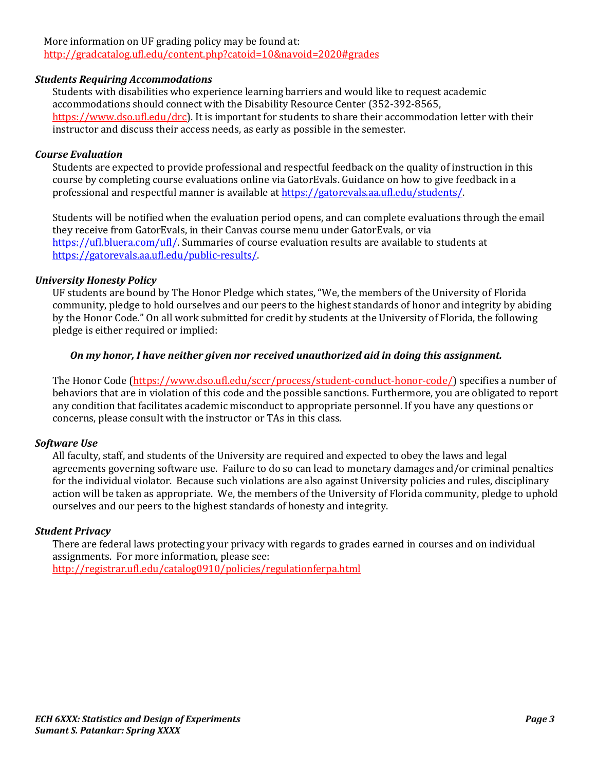More information on UF grading policy may be found at:
http://gradcatalog.ufl.edu/content.php?catoid=10&navoid=2020#grades

### *Students Requiring Accommodations*

Students with disabilities who experience learning barriers and would like to request academic accommodations should connect with the Disability Resource Center (352-392-8565, https://www.dso.ufl.edu/drc). It is important for students to share their accommodation letter with their instructor and discuss their access needs, as early as possible in the semester.

### *Course Evaluation*

Students are expected to provide professional and respectful feedback on the quality of instruction in this course by completing course evaluations online via GatorEvals. Guidance on how to give feedback in a professional and respectful manner is available at https://gatorevals.aa.ufl.edu/students/.

Students will be notified when the evaluation period opens, and can complete evaluations through the email they receive from GatorEvals, in their Canvas course menu under GatorEvals, or via https://ufl.bluera.com/ufl/. Summaries of course evaluation results are available to students at https://gatorevals.aa.ufl.edu/public-results/.

### *University Honesty Policy*

UF students are bound by The Honor Pledge which states, "We, the members of the University of Florida community, pledge to hold ourselves and our peers to the highest standards of honor and integrity by abiding by the Honor Code." On all work submitted for credit by students at the University of Florida, the following pledge is either required or implied:

***On my honor, I have neither given nor received unauthorized aid in doing this assignment.***

The Honor Code (https://www.dso.ufl.edu/sccr/process/student-conduct-honor-code/) specifies a number of behaviors that are in violation of this code and the possible sanctions. Furthermore, you are obligated to report any condition that facilitates academic misconduct to appropriate personnel. If you have any questions or concerns, please consult with the instructor or TAs in this class.

### *Software Use*

All faculty, staff, and students of the University are required and expected to obey the laws and legal agreements governing software use. Failure to do so can lead to monetary damages and/or criminal penalties for the individual violator. Because such violations are also against University policies and rules, disciplinary action will be taken as appropriate. We, the members of the University of Florida community, pledge to uphold ourselves and our peers to the highest standards of honesty and integrity.

### *Student Privacy*

There are federal laws protecting your privacy with regards to grades earned in courses and on individual assignments. For more information, please see:
http://registrar.ufl.edu/catalog0910/policies/regulationferpa.html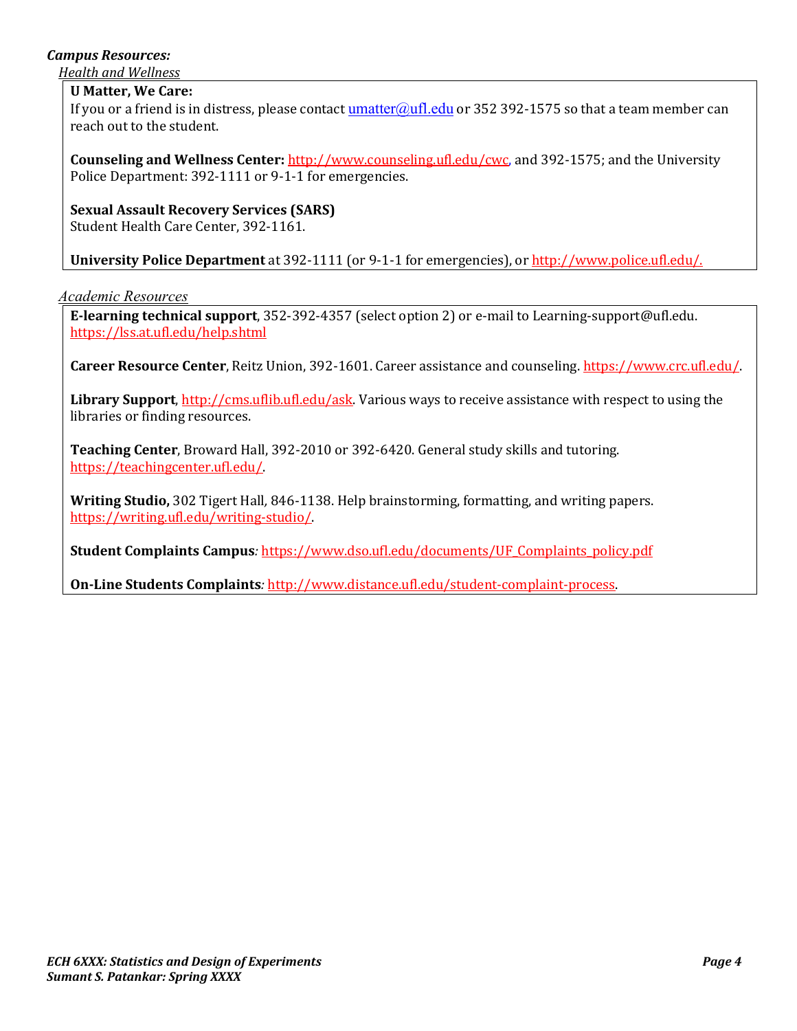***Campus Resources:***

*Health and Wellness*

**U Matter, We Care:**
If you or a friend is in distress, please contact umatter@ufl.edu or 352 392-1575 so that a team member can reach out to the student.

**Counseling and Wellness Center:** http://www.counseling.ufl.edu/cwc, and 392-1575; and the University Police Department: 392-1111 or 9-1-1 for emergencies.

**Sexual Assault Recovery Services (SARS)**
Student Health Care Center, 392-1161.

**University Police Department** at 392-1111 (or 9-1-1 for emergencies), or http://www.police.ufl.edu/.

*Academic Resources*

**E-learning technical support**, 352-392-4357 (select option 2) or e-mail to Learning-support@ufl.edu. https://lss.at.ufl.edu/help.shtml

**Career Resource Center**, Reitz Union, 392-1601. Career assistance and counseling. https://www.crc.ufl.edu/.

**Library Support**, http://cms.uflib.ufl.edu/ask. Various ways to receive assistance with respect to using the libraries or finding resources.

**Teaching Center**, Broward Hall, 392-2010 or 392-6420. General study skills and tutoring. https://teachingcenter.ufl.edu/.

**Writing Studio,** 302 Tigert Hall, 846-1138. Help brainstorming, formatting, and writing papers. https://writing.ufl.edu/writing-studio/.

**Student Complaints Campus***:* https://www.dso.ufl.edu/documents/UF_Complaints_policy.pdf

**On-Line Students Complaints***:* http://www.distance.ufl.edu/student-complaint-process.